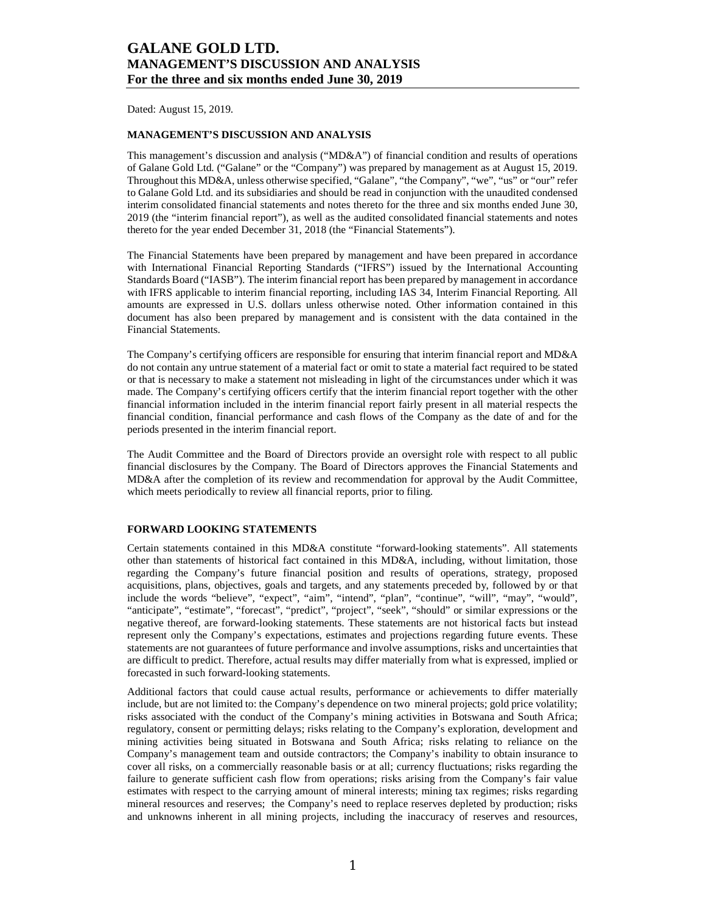# GALANE GOLD LTD.
## MANAGEMENT'S DISCUSSION AND ANALYSIS
## For the three and six months ended June 30, 2019

Dated: August 15, 2019.

**MANAGEMENT'S DISCUSSION AND ANALYSIS**

This management's discussion and analysis ("MD&A") of financial condition and results of operations of Galane Gold Ltd. ("Galane" or the "Company") was prepared by management as at August 15, 2019. Throughout this MD&A, unless otherwise specified, "Galane", "the Company", "we", "us" or "our" refer to Galane Gold Ltd. and its subsidiaries and should be read in conjunction with the unaudited condensed interim consolidated financial statements and notes thereto for the three and six months ended June 30, 2019 (the "interim financial report"), as well as the audited consolidated financial statements and notes thereto for the year ended December 31, 2018 (the "Financial Statements").

The Financial Statements have been prepared by management and have been prepared in accordance with International Financial Reporting Standards ("IFRS") issued by the International Accounting Standards Board ("IASB"). The interim financial report has been prepared by management in accordance with IFRS applicable to interim financial reporting, including IAS 34, Interim Financial Reporting. All amounts are expressed in U.S. dollars unless otherwise noted. Other information contained in this document has also been prepared by management and is consistent with the data contained in the Financial Statements.

The Company's certifying officers are responsible for ensuring that interim financial report and MD&A do not contain any untrue statement of a material fact or omit to state a material fact required to be stated or that is necessary to make a statement not misleading in light of the circumstances under which it was made. The Company's certifying officers certify that the interim financial report together with the other financial information included in the interim financial report fairly present in all material respects the financial condition, financial performance and cash flows of the Company as the date of and for the periods presented in the interim financial report.

The Audit Committee and the Board of Directors provide an oversight role with respect to all public financial disclosures by the Company. The Board of Directors approves the Financial Statements and MD&A after the completion of its review and recommendation for approval by the Audit Committee, which meets periodically to review all financial reports, prior to filing.

**FORWARD LOOKING STATEMENTS**

Certain statements contained in this MD&A constitute "forward-looking statements". All statements other than statements of historical fact contained in this MD&A, including, without limitation, those regarding the Company's future financial position and results of operations, strategy, proposed acquisitions, plans, objectives, goals and targets, and any statements preceded by, followed by or that include the words "believe", "expect", "aim", "intend", "plan", "continue", "will", "may", "would", "anticipate", "estimate", "forecast", "predict", "project", "seek", "should" or similar expressions or the negative thereof, are forward-looking statements. These statements are not historical facts but instead represent only the Company's expectations, estimates and projections regarding future events. These statements are not guarantees of future performance and involve assumptions, risks and uncertainties that are difficult to predict. Therefore, actual results may differ materially from what is expressed, implied or forecasted in such forward-looking statements.

Additional factors that could cause actual results, performance or achievements to differ materially include, but are not limited to: the Company's dependence on two mineral projects; gold price volatility; risks associated with the conduct of the Company's mining activities in Botswana and South Africa; regulatory, consent or permitting delays; risks relating to the Company's exploration, development and mining activities being situated in Botswana and South Africa; risks relating to reliance on the Company's management team and outside contractors; the Company's inability to obtain insurance to cover all risks, on a commercially reasonable basis or at all; currency fluctuations; risks regarding the failure to generate sufficient cash flow from operations; risks arising from the Company's fair value estimates with respect to the carrying amount of mineral interests; mining tax regimes; risks regarding mineral resources and reserves; the Company's need to replace reserves depleted by production; risks and unknowns inherent in all mining projects, including the inaccuracy of reserves and resources,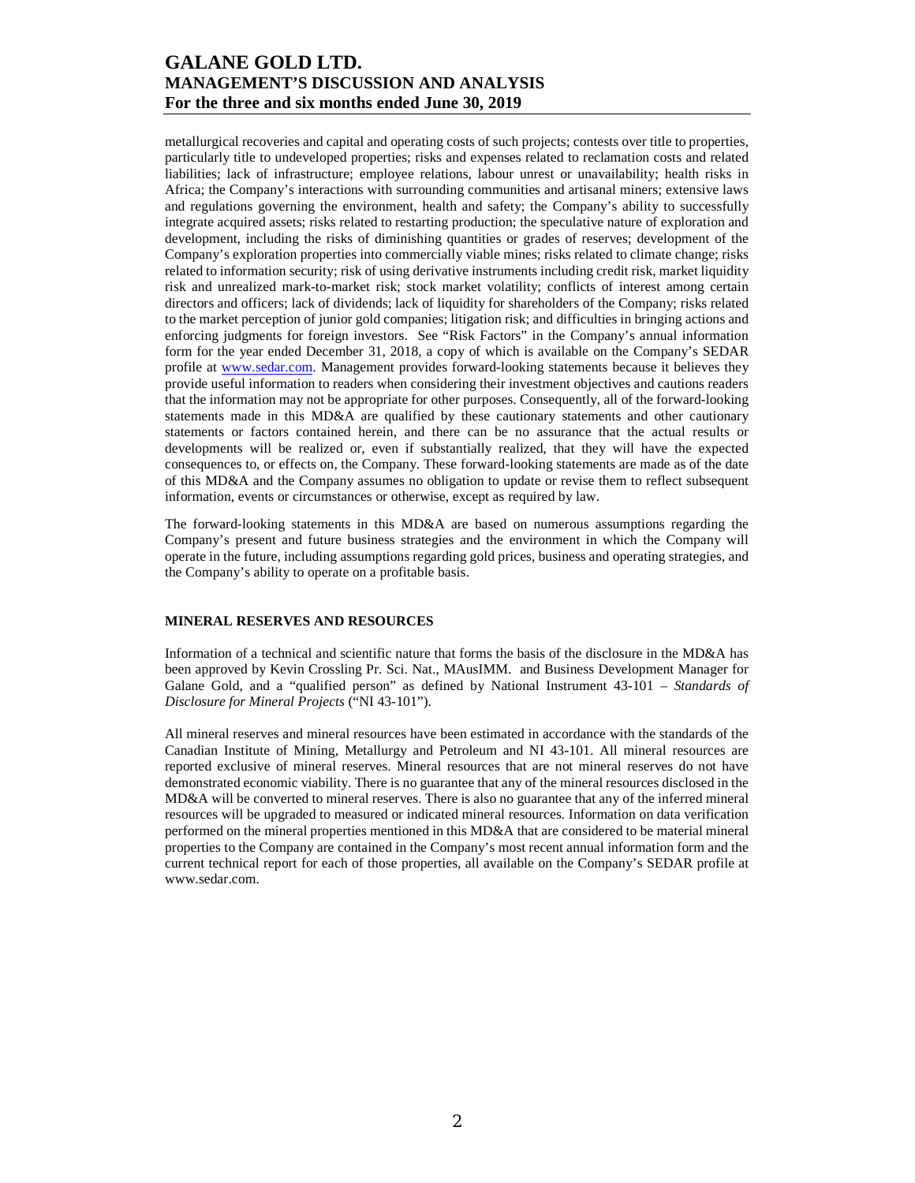metallurgical recoveries and capital and operating costs of such projects; contests over title to properties, particularly title to undeveloped properties; risks and expenses related to reclamation costs and related liabilities; lack of infrastructure; employee relations, labour unrest or unavailability; health risks in Africa; the Company's interactions with surrounding communities and artisanal miners; extensive laws and regulations governing the environment, health and safety; the Company's ability to successfully integrate acquired assets; risks related to restarting production; the speculative nature of exploration and development, including the risks of diminishing quantities or grades of reserves; development of the Company's exploration properties into commercially viable mines; risks related to climate change; risks related to information security; risk of using derivative instruments including credit risk, market liquidity risk and unrealized mark-to-market risk; stock market volatility; conflicts of interest among certain directors and officers; lack of dividends; lack of liquidity for shareholders of the Company; risks related to the market perception of junior gold companies; litigation risk; and difficulties in bringing actions and enforcing judgments for foreign investors. See "Risk Factors" in the Company's annual information form for the year ended December 31, 2018, a copy of which is available on the Company's SEDAR profile at www.sedar.com. Management provides forward-looking statements because it believes they provide useful information to readers when considering their investment objectives and cautions readers that the information may not be appropriate for other purposes. Consequently, all of the forward-looking statements made in this MD&A are qualified by these cautionary statements and other cautionary statements or factors contained herein, and there can be no assurance that the actual results or developments will be realized or, even if substantially realized, that they will have the expected consequences to, or effects on, the Company. These forward-looking statements are made as of the date of this MD&A and the Company assumes no obligation to update or revise them to reflect subsequent information, events or circumstances or otherwise, except as required by law.

The forward-looking statements in this MD&A are based on numerous assumptions regarding the Company's present and future business strategies and the environment in which the Company will operate in the future, including assumptions regarding gold prices, business and operating strategies, and the Company's ability to operate on a profitable basis.

## MINERAL RESERVES AND RESOURCES

Information of a technical and scientific nature that forms the basis of the disclosure in the MD&A has been approved by Kevin Crossling Pr. Sci. Nat., MAusIMM. and Business Development Manager for Galane Gold, and a "qualified person" as defined by National Instrument 43-101 – *Standards of Disclosure for Mineral Projects* ("NI 43-101").

All mineral reserves and mineral resources have been estimated in accordance with the standards of the Canadian Institute of Mining, Metallurgy and Petroleum and NI 43-101. All mineral resources are reported exclusive of mineral reserves. Mineral resources that are not mineral reserves do not have demonstrated economic viability. There is no guarantee that any of the mineral resources disclosed in the MD&A will be converted to mineral reserves. There is also no guarantee that any of the inferred mineral resources will be upgraded to measured or indicated mineral resources. Information on data verification performed on the mineral properties mentioned in this MD&A that are considered to be material mineral properties to the Company are contained in the Company's most recent annual information form and the current technical report for each of those properties, all available on the Company's SEDAR profile at www.sedar.com.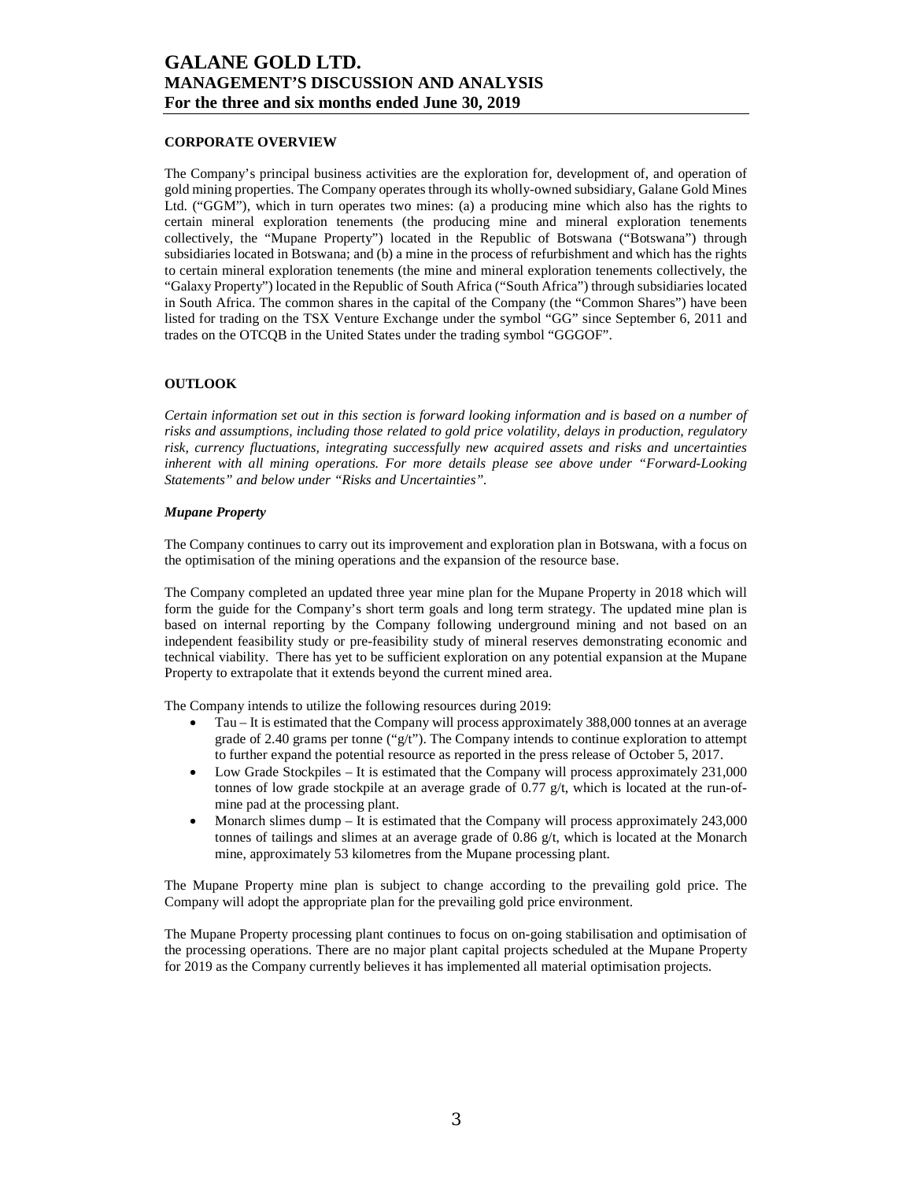## CORPORATE OVERVIEW

The Company's principal business activities are the exploration for, development of, and operation of gold mining properties. The Company operates through its wholly-owned subsidiary, Galane Gold Mines Ltd. ("GGM"), which in turn operates two mines: (a) a producing mine which also has the rights to certain mineral exploration tenements (the producing mine and mineral exploration tenements collectively, the "Mupane Property") located in the Republic of Botswana ("Botswana") through subsidiaries located in Botswana; and (b) a mine in the process of refurbishment and which has the rights to certain mineral exploration tenements (the mine and mineral exploration tenements collectively, the "Galaxy Property") located in the Republic of South Africa ("South Africa") through subsidiaries located in South Africa. The common shares in the capital of the Company (the "Common Shares") have been listed for trading on the TSX Venture Exchange under the symbol "GG" since September 6, 2011 and trades on the OTCQB in the United States under the trading symbol "GGGOF".

## OUTLOOK

*Certain information set out in this section is forward looking information and is based on a number of risks and assumptions, including those related to gold price volatility, delays in production, regulatory risk, currency fluctuations, integrating successfully new acquired assets and risks and uncertainties inherent with all mining operations. For more details please see above under "Forward-Looking Statements" and below under "Risks and Uncertainties".*

### *Mupane Property*

The Company continues to carry out its improvement and exploration plan in Botswana, with a focus on the optimisation of the mining operations and the expansion of the resource base.

The Company completed an updated three year mine plan for the Mupane Property in 2018 which will form the guide for the Company's short term goals and long term strategy. The updated mine plan is based on internal reporting by the Company following underground mining and not based on an independent feasibility study or pre-feasibility study of mineral reserves demonstrating economic and technical viability. There has yet to be sufficient exploration on any potential expansion at the Mupane Property to extrapolate that it extends beyond the current mined area.

The Company intends to utilize the following resources during 2019:

- Tau – It is estimated that the Company will process approximately 388,000 tonnes at an average grade of 2.40 grams per tonne ("g/t"). The Company intends to continue exploration to attempt to further expand the potential resource as reported in the press release of October 5, 2017.
- Low Grade Stockpiles – It is estimated that the Company will process approximately 231,000 tonnes of low grade stockpile at an average grade of 0.77 g/t, which is located at the run-of-mine pad at the processing plant.
- Monarch slimes dump – It is estimated that the Company will process approximately 243,000 tonnes of tailings and slimes at an average grade of 0.86 g/t, which is located at the Monarch mine, approximately 53 kilometres from the Mupane processing plant.

The Mupane Property mine plan is subject to change according to the prevailing gold price. The Company will adopt the appropriate plan for the prevailing gold price environment.

The Mupane Property processing plant continues to focus on on-going stabilisation and optimisation of the processing operations. There are no major plant capital projects scheduled at the Mupane Property for 2019 as the Company currently believes it has implemented all material optimisation projects.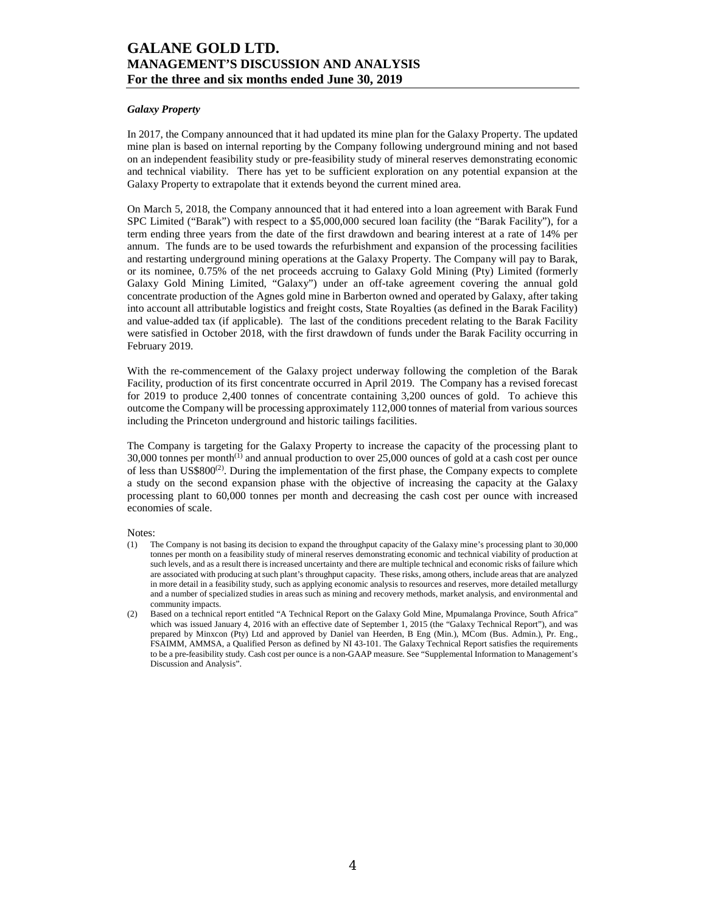### *Galaxy Property*

In 2017, the Company announced that it had updated its mine plan for the Galaxy Property. The updated mine plan is based on internal reporting by the Company following underground mining and not based on an independent feasibility study or pre-feasibility study of mineral reserves demonstrating economic and technical viability. There has yet to be sufficient exploration on any potential expansion at the Galaxy Property to extrapolate that it extends beyond the current mined area.

On March 5, 2018, the Company announced that it had entered into a loan agreement with Barak Fund SPC Limited ("Barak") with respect to a $5,000,000 secured loan facility (the "Barak Facility"), for a term ending three years from the date of the first drawdown and bearing interest at a rate of 14% per annum. The funds are to be used towards the refurbishment and expansion of the processing facilities and restarting underground mining operations at the Galaxy Property. The Company will pay to Barak, or its nominee, 0.75% of the net proceeds accruing to Galaxy Gold Mining (Pty) Limited (formerly Galaxy Gold Mining Limited, "Galaxy") under an off-take agreement covering the annual gold concentrate production of the Agnes gold mine in Barberton owned and operated by Galaxy, after taking into account all attributable logistics and freight costs, State Royalties (as defined in the Barak Facility) and value-added tax (if applicable). The last of the conditions precedent relating to the Barak Facility were satisfied in October 2018, with the first drawdown of funds under the Barak Facility occurring in February 2019.

With the re-commencement of the Galaxy project underway following the completion of the Barak Facility, production of its first concentrate occurred in April 2019. The Company has a revised forecast for 2019 to produce 2,400 tonnes of concentrate containing 3,200 ounces of gold. To achieve this outcome the Company will be processing approximately 112,000 tonnes of material from various sources including the Princeton underground and historic tailings facilities.

The Company is targeting for the Galaxy Property to increase the capacity of the processing plant to 30,000 tonnes per month[(1)] and annual production to over 25,000 ounces of gold at a cash cost per ounce of less than US$800[(2)]. During the implementation of the first phase, the Company expects to complete a study on the second expansion phase with the objective of increasing the capacity at the Galaxy processing plant to 60,000 tonnes per month and decreasing the cash cost per ounce with increased economies of scale.

Notes:

(1) The Company is not basing its decision to expand the throughput capacity of the Galaxy mine's processing plant to 30,000 tonnes per month on a feasibility study of mineral reserves demonstrating economic and technical viability of production at such levels, and as a result there is increased uncertainty and there are multiple technical and economic risks of failure which are associated with producing at such plant's throughput capacity. These risks, among others, include areas that are analyzed in more detail in a feasibility study, such as applying economic analysis to resources and reserves, more detailed metallurgy and a number of specialized studies in areas such as mining and recovery methods, market analysis, and environmental and community impacts.

(2) Based on a technical report entitled "A Technical Report on the Galaxy Gold Mine, Mpumalanga Province, South Africa" which was issued January 4, 2016 with an effective date of September 1, 2015 (the "Galaxy Technical Report"), and was prepared by Minxcon (Pty) Ltd and approved by Daniel van Heerden, B Eng (Min.), MCom (Bus. Admin.), Pr. Eng., FSAIMM, AMMSA, a Qualified Person as defined by NI 43-101. The Galaxy Technical Report satisfies the requirements to be a pre-feasibility study. Cash cost per ounce is a non-GAAP measure. See "Supplemental Information to Management's Discussion and Analysis".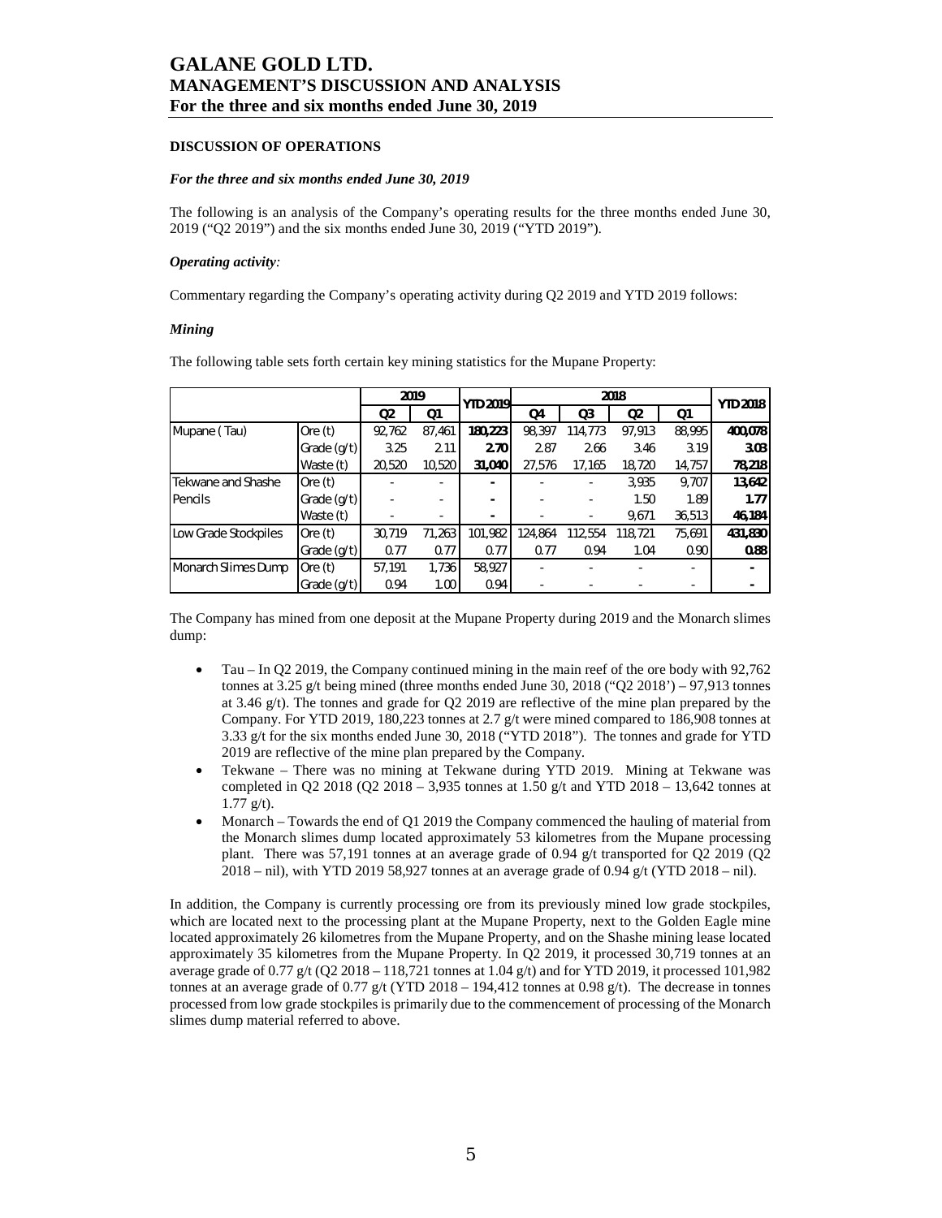## DISCUSSION OF OPERATIONS

### *For the three and six months ended June 30, 2019*

The following is an analysis of the Company's operating results for the three months ended June 30, 2019 ("Q2 2019") and the six months ended June 30, 2019 ("YTD 2019").

### *Operating activity:*

Commentary regarding the Company's operating activity during Q2 2019 and YTD 2019 follows:

### *Mining*

The following table sets forth certain key mining statistics for the Mupane Property:

| | | 2019 | | YTD 2019 | 2018 | | | | YTD 2018 |
|---|---|---|---|---|---|---|---|---|---|
| | | Q2 | Q1 | | Q4 | Q3 | Q2 | Q1 | |
| Mupane ( Tau) | Ore (t) | 92,762 | 87,461 | **180,223** | 98,397 | 114,773 | 97,913 | 88,995 | **400,078** |
| | Grade (g/t) | 3.25 | 2.11 | **2.70** | 2.87 | 2.66 | 3.46 | 3.19 | **3.03** |
| | Waste (t) | 20,520 | 10,520 | **31,040** | 27,576 | 17,165 | 18,720 | 14,757 | **78,218** |
| Tekwane and Shashe Pencils | Ore (t) | - | - | **-** | - | - | 3,935 | 9,707 | **13,642** |
| | Grade (g/t) | - | - | **-** | - | - | 1.50 | 1.89 | **1.77** |
| | Waste (t) | - | - | **-** | - | - | 9,671 | 36,513 | **46,184** |
| Low Grade Stockpiles | Ore (t) | 30,719 | 71,263 | 101,982 | 124,864 | 112,554 | 118,721 | 75,691 | **431,830** |
| | Grade (g/t) | 0.77 | 0.77 | 0.77 | 0.77 | 0.94 | 1.04 | 0.90 | **0.88** |
| Monarch Slimes Dump | Ore (t) | 57,191 | 1,736 | 58,927 | - | - | - | - | **-** |
| | Grade (g/t) | 0.94 | 1.00 | 0.94 | - | - | - | - | **-** |

The Company has mined from one deposit at the Mupane Property during 2019 and the Monarch slimes dump:

- Tau – In Q2 2019, the Company continued mining in the main reef of the ore body with 92,762 tonnes at 3.25 g/t being mined (three months ended June 30, 2018 ("Q2 2018') – 97,913 tonnes at 3.46 g/t). The tonnes and grade for Q2 2019 are reflective of the mine plan prepared by the Company. For YTD 2019, 180,223 tonnes at 2.7 g/t were mined compared to 186,908 tonnes at 3.33 g/t for the six months ended June 30, 2018 ("YTD 2018"). The tonnes and grade for YTD 2019 are reflective of the mine plan prepared by the Company.
- Tekwane – There was no mining at Tekwane during YTD 2019. Mining at Tekwane was completed in Q2 2018 (Q2 2018 – 3,935 tonnes at 1.50 g/t and YTD 2018 – 13,642 tonnes at 1.77 g/t).
- Monarch – Towards the end of Q1 2019 the Company commenced the hauling of material from the Monarch slimes dump located approximately 53 kilometres from the Mupane processing plant. There was 57,191 tonnes at an average grade of 0.94 g/t transported for Q2 2019 (Q2 2018 – nil), with YTD 2019 58,927 tonnes at an average grade of 0.94 g/t (YTD 2018 – nil).

In addition, the Company is currently processing ore from its previously mined low grade stockpiles, which are located next to the processing plant at the Mupane Property, next to the Golden Eagle mine located approximately 26 kilometres from the Mupane Property, and on the Shashe mining lease located approximately 35 kilometres from the Mupane Property. In Q2 2019, it processed 30,719 tonnes at an average grade of 0.77 g/t (Q2 2018 – 118,721 tonnes at 1.04 g/t) and for YTD 2019, it processed 101,982 tonnes at an average grade of 0.77 g/t (YTD 2018 – 194,412 tonnes at 0.98 g/t). The decrease in tonnes processed from low grade stockpiles is primarily due to the commencement of processing of the Monarch slimes dump material referred to above.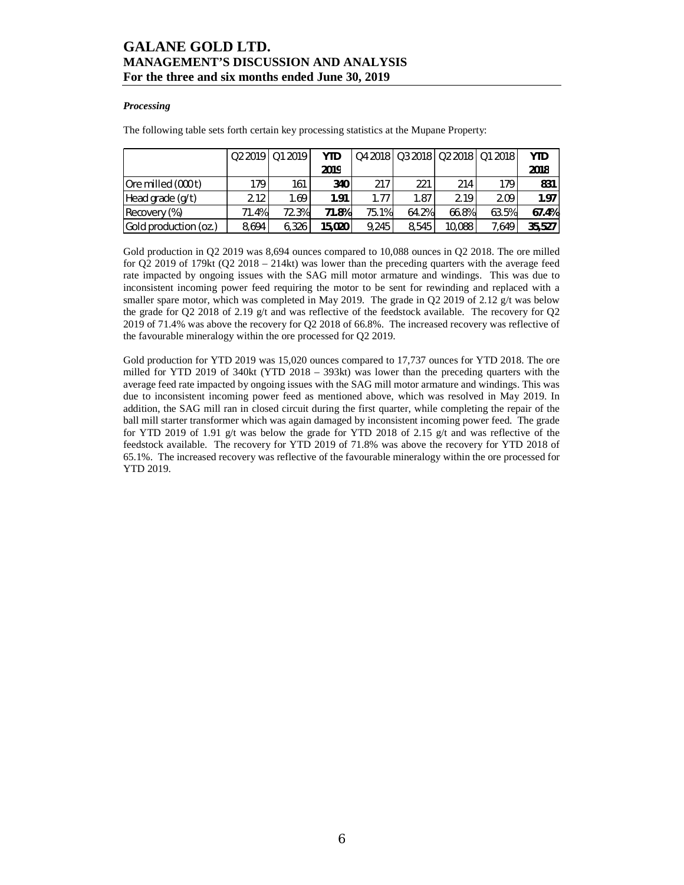### *Processing*

The following table sets forth certain key processing statistics at the Mupane Property:

| | Q2 2019 | Q1 2019 | **YTD 2019** | Q4 2018 | Q3 2018 | Q2 2018 | Q1 2018 | **YTD 2018** |
|---|---|---|---|---|---|---|---|---|
| Ore milled (000 t) | 179 | 161 | **340** | 217 | 221 | 214 | 179 | **831** |
| Head grade (g/t) | 2.12 | 1.69 | **1.91** | 1.77 | 1.87 | 2.19 | 2.09 | **1.97** |
| Recovery (%) | 71.4% | 72.3% | **71.8%** | 75.1% | 64.2% | 66.8% | 63.5% | **67.4%** |
| Gold production (oz.) | 8,694 | 6,326 | **15,020** | 9,245 | 8,545 | 10,088 | 7,649 | **35,527** |

Gold production in Q2 2019 was 8,694 ounces compared to 10,088 ounces in Q2 2018. The ore milled for Q2 2019 of 179kt (Q2 2018 – 214kt) was lower than the preceding quarters with the average feed rate impacted by ongoing issues with the SAG mill motor armature and windings. This was due to inconsistent incoming power feed requiring the motor to be sent for rewinding and replaced with a smaller spare motor, which was completed in May 2019. The grade in Q2 2019 of 2.12 g/t was below the grade for Q2 2018 of 2.19 g/t and was reflective of the feedstock available. The recovery for Q2 2019 of 71.4% was above the recovery for Q2 2018 of 66.8%. The increased recovery was reflective of the favourable mineralogy within the ore processed for Q2 2019.

Gold production for YTD 2019 was 15,020 ounces compared to 17,737 ounces for YTD 2018. The ore milled for YTD 2019 of 340kt (YTD 2018 – 393kt) was lower than the preceding quarters with the average feed rate impacted by ongoing issues with the SAG mill motor armature and windings. This was due to inconsistent incoming power feed as mentioned above, which was resolved in May 2019. In addition, the SAG mill ran in closed circuit during the first quarter, while completing the repair of the ball mill starter transformer which was again damaged by inconsistent incoming power feed. The grade for YTD 2019 of 1.91 g/t was below the grade for YTD 2018 of 2.15 g/t and was reflective of the feedstock available. The recovery for YTD 2019 of 71.8% was above the recovery for YTD 2018 of 65.1%. The increased recovery was reflective of the favourable mineralogy within the ore processed for YTD 2019.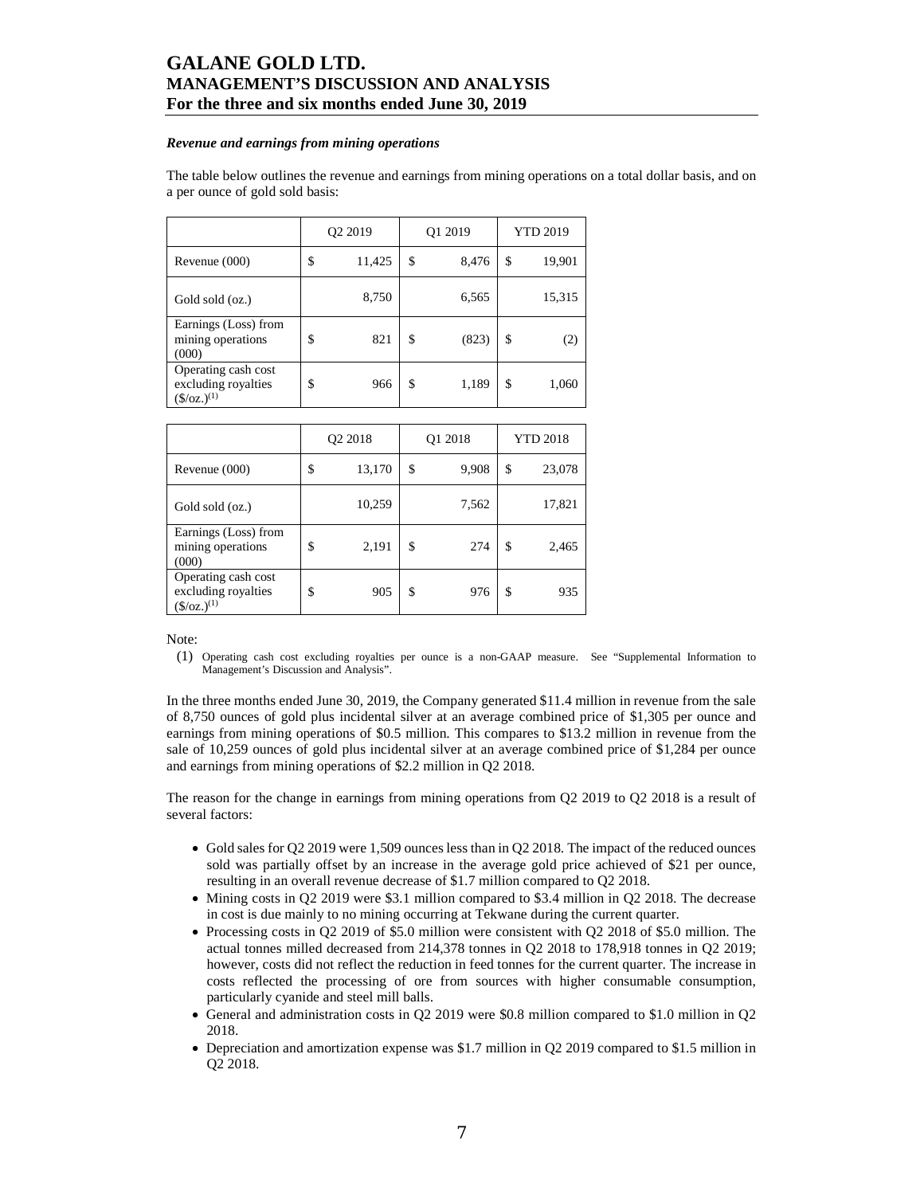*Revenue and earnings from mining operations*

The table below outlines the revenue and earnings from mining operations on a total dollar basis, and on a per ounce of gold sold basis:

| | Q2 2019 | Q1 2019 | YTD 2019 |
|---|---|---|---|
| Revenue (000) | $ 11,425 | $ 8,476 | $ 19,901 |
| Gold sold (oz.) | 8,750 | 6,565 | 15,315 |
| Earnings (Loss) from mining operations (000) | $ 821 | $ (823) | $ (2) |
| Operating cash cost excluding royalties ($/oz.)(1) | $ 966 | $ 1,189 | $ 1,060 |

| | Q2 2018 | Q1 2018 | YTD 2018 |
|---|---|---|---|
| Revenue (000) | $ 13,170 | $ 9,908 | $ 23,078 |
| Gold sold (oz.) | 10,259 | 7,562 | 17,821 |
| Earnings (Loss) from mining operations (000) | $ 2,191 | $ 274 | $ 2,465 |
| Operating cash cost excluding royalties ($/oz.)(1) | $ 905 | $ 976 | $ 935 |

Note:

(1) Operating cash cost excluding royalties per ounce is a non-GAAP measure. See "Supplemental Information to Management's Discussion and Analysis".

In the three months ended June 30, 2019, the Company generated $11.4 million in revenue from the sale of 8,750 ounces of gold plus incidental silver at an average combined price of $1,305 per ounce and earnings from mining operations of $0.5 million. This compares to $13.2 million in revenue from the sale of 10,259 ounces of gold plus incidental silver at an average combined price of $1,284 per ounce and earnings from mining operations of $2.2 million in Q2 2018.

The reason for the change in earnings from mining operations from Q2 2019 to Q2 2018 is a result of several factors:

- Gold sales for Q2 2019 were 1,509 ounces less than in Q2 2018. The impact of the reduced ounces sold was partially offset by an increase in the average gold price achieved of $21 per ounce, resulting in an overall revenue decrease of $1.7 million compared to Q2 2018.
- Mining costs in Q2 2019 were $3.1 million compared to $3.4 million in Q2 2018. The decrease in cost is due mainly to no mining occurring at Tekwane during the current quarter.
- Processing costs in Q2 2019 of $5.0 million were consistent with Q2 2018 of $5.0 million. The actual tonnes milled decreased from 214,378 tonnes in Q2 2018 to 178,918 tonnes in Q2 2019; however, costs did not reflect the reduction in feed tonnes for the current quarter. The increase in costs reflected the processing of ore from sources with higher consumable consumption, particularly cyanide and steel mill balls.
- General and administration costs in Q2 2019 were $0.8 million compared to $1.0 million in Q2 2018.
- Depreciation and amortization expense was $1.7 million in Q2 2019 compared to $1.5 million in Q2 2018.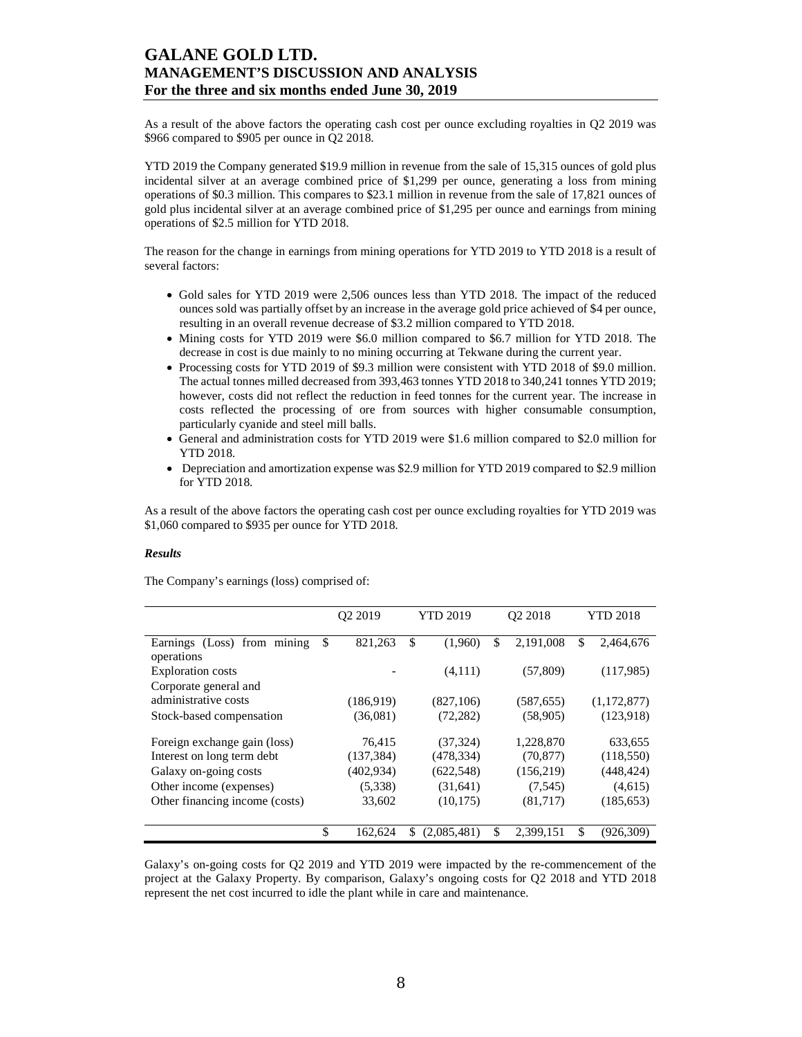As a result of the above factors the operating cash cost per ounce excluding royalties in Q2 2019 was $966 compared to $905 per ounce in Q2 2018.

YTD 2019 the Company generated $19.9 million in revenue from the sale of 15,315 ounces of gold plus incidental silver at an average combined price of $1,299 per ounce, generating a loss from mining operations of $0.3 million. This compares to $23.1 million in revenue from the sale of 17,821 ounces of gold plus incidental silver at an average combined price of $1,295 per ounce and earnings from mining operations of $2.5 million for YTD 2018.

The reason for the change in earnings from mining operations for YTD 2019 to YTD 2018 is a result of several factors:

- Gold sales for YTD 2019 were 2,506 ounces less than YTD 2018. The impact of the reduced ounces sold was partially offset by an increase in the average gold price achieved of $4 per ounce, resulting in an overall revenue decrease of $3.2 million compared to YTD 2018.
- Mining costs for YTD 2019 were $6.0 million compared to $6.7 million for YTD 2018. The decrease in cost is due mainly to no mining occurring at Tekwane during the current year.
- Processing costs for YTD 2019 of $9.3 million were consistent with YTD 2018 of $9.0 million. The actual tonnes milled decreased from 393,463 tonnes YTD 2018 to 340,241 tonnes YTD 2019; however, costs did not reflect the reduction in feed tonnes for the current year. The increase in costs reflected the processing of ore from sources with higher consumable consumption, particularly cyanide and steel mill balls.
- General and administration costs for YTD 2019 were $1.6 million compared to $2.0 million for YTD 2018.
- Depreciation and amortization expense was $2.9 million for YTD 2019 compared to $2.9 million for YTD 2018.

As a result of the above factors the operating cash cost per ounce excluding royalties for YTD 2019 was $1,060 compared to $935 per ounce for YTD 2018.

***Results***

The Company's earnings (loss) comprised of:

| | Q2 2019 | YTD 2019 | Q2 2018 | YTD 2018 |
|---|---|---|---|---|
| Earnings (Loss) from mining operations | $ 821,263 | $ (1,960) | $ 2,191,008 | $ 2,464,676 |
| Exploration costs | - | (4,111) | (57,809) | (117,985) |
| Corporate general and administrative costs | (186,919) | (827,106) | (587,655) | (1,172,877) |
| Stock-based compensation | (36,081) | (72,282) | (58,905) | (123,918) |
| Foreign exchange gain (loss) | 76,415 | (37,324) | 1,228,870 | 633,655 |
| Interest on long term debt | (137,384) | (478,334) | (70,877) | (118,550) |
| Galaxy on-going costs | (402,934) | (622,548) | (156,219) | (448,424) |
| Other income (expenses) | (5,338) | (31,641) | (7,545) | (4,615) |
| Other financing income (costs) | 33,602 | (10,175) | (81,717) | (185,653) |
| | $ 162,624 | $ (2,085,481) | $ 2,399,151 | $ (926,309) |

Galaxy's on-going costs for Q2 2019 and YTD 2019 were impacted by the re-commencement of the project at the Galaxy Property. By comparison, Galaxy's ongoing costs for Q2 2018 and YTD 2018 represent the net cost incurred to idle the plant while in care and maintenance.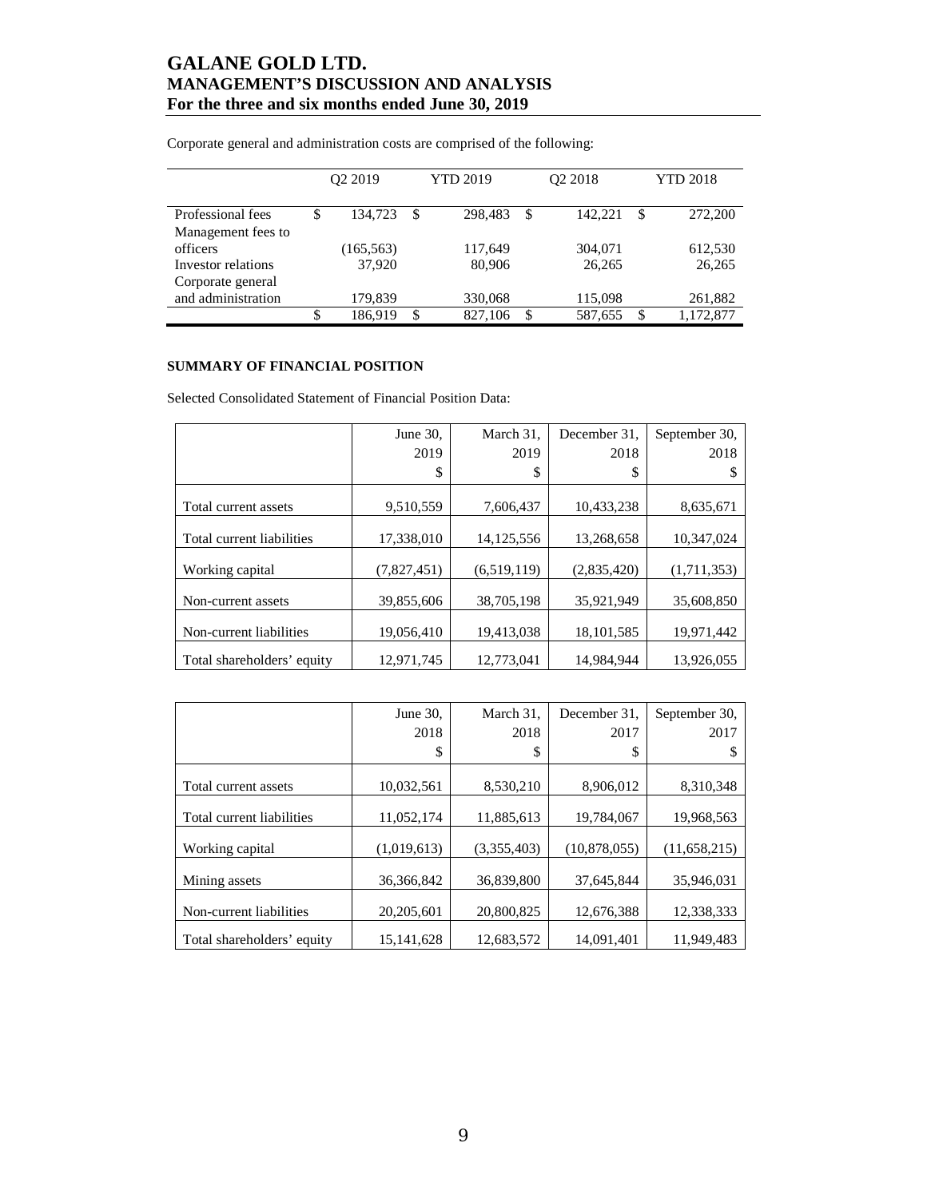Corporate general and administration costs are comprised of the following:

| | Q2 2019 | YTD 2019 | Q2 2018 | YTD 2018 |
|---|---|---|---|---|
| Professional fees | $ 134,723 | $ 298,483 | $ 142,221 | $ 272,200 |
| Management fees to officers | (165,563) | 117,649 | 304,071 | 612,530 |
| Investor relations | 37,920 | 80,906 | 26,265 | 26,265 |
| Corporate general and administration | 179,839 | 330,068 | 115,098 | 261,882 |
| | $ 186,919 | $ 827,106 | $ 587,655 | $ 1,172,877 |

**SUMMARY OF FINANCIAL POSITION**

Selected Consolidated Statement of Financial Position Data:

| | June 30, 2019 $ | March 31, 2019 $ | December 31, 2018 $ | September 30, 2018 $ |
|---|---|---|---|---|
| Total current assets | 9,510,559 | 7,606,437 | 10,433,238 | 8,635,671 |
| Total current liabilities | 17,338,010 | 14,125,556 | 13,268,658 | 10,347,024 |
| Working capital | (7,827,451) | (6,519,119) | (2,835,420) | (1,711,353) |
| Non-current assets | 39,855,606 | 38,705,198 | 35,921,949 | 35,608,850 |
| Non-current liabilities | 19,056,410 | 19,413,038 | 18,101,585 | 19,971,442 |
| Total shareholders' equity | 12,971,745 | 12,773,041 | 14,984,944 | 13,926,055 |

| | June 30, 2018 $ | March 31, 2018 $ | December 31, 2017 $ | September 30, 2017 $ |
|---|---|---|---|---|
| Total current assets | 10,032,561 | 8,530,210 | 8,906,012 | 8,310,348 |
| Total current liabilities | 11,052,174 | 11,885,613 | 19,784,067 | 19,968,563 |
| Working capital | (1,019,613) | (3,355,403) | (10,878,055) | (11,658,215) |
| Mining assets | 36,366,842 | 36,839,800 | 37,645,844 | 35,946,031 |
| Non-current liabilities | 20,205,601 | 20,800,825 | 12,676,388 | 12,338,333 |
| Total shareholders' equity | 15,141,628 | 12,683,572 | 14,091,401 | 11,949,483 |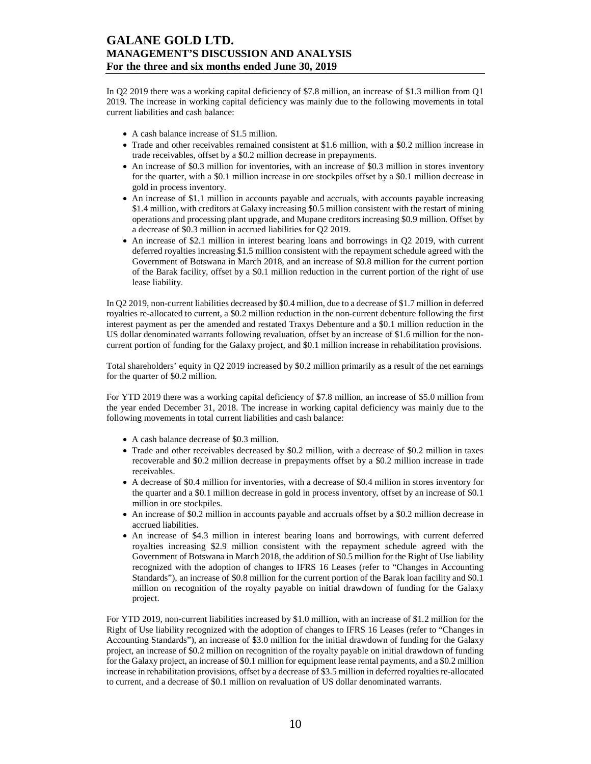In Q2 2019 there was a working capital deficiency of $7.8 million, an increase of $1.3 million from Q1 2019. The increase in working capital deficiency was mainly due to the following movements in total current liabilities and cash balance:

- A cash balance increase of $1.5 million.
- Trade and other receivables remained consistent at $1.6 million, with a $0.2 million increase in trade receivables, offset by a $0.2 million decrease in prepayments.
- An increase of $0.3 million for inventories, with an increase of $0.3 million in stores inventory for the quarter, with a $0.1 million increase in ore stockpiles offset by a $0.1 million decrease in gold in process inventory.
- An increase of $1.1 million in accounts payable and accruals, with accounts payable increasing $1.4 million, with creditors at Galaxy increasing $0.5 million consistent with the restart of mining operations and processing plant upgrade, and Mupane creditors increasing $0.9 million. Offset by a decrease of $0.3 million in accrued liabilities for Q2 2019.
- An increase of $2.1 million in interest bearing loans and borrowings in Q2 2019, with current deferred royalties increasing $1.5 million consistent with the repayment schedule agreed with the Government of Botswana in March 2018, and an increase of $0.8 million for the current portion of the Barak facility, offset by a $0.1 million reduction in the current portion of the right of use lease liability.

In Q2 2019, non-current liabilities decreased by $0.4 million, due to a decrease of $1.7 million in deferred royalties re-allocated to current, a $0.2 million reduction in the non-current debenture following the first interest payment as per the amended and restated Traxys Debenture and a $0.1 million reduction in the US dollar denominated warrants following revaluation, offset by an increase of $1.6 million for the non-current portion of funding for the Galaxy project, and $0.1 million increase in rehabilitation provisions.

Total shareholders' equity in Q2 2019 increased by $0.2 million primarily as a result of the net earnings for the quarter of $0.2 million.

For YTD 2019 there was a working capital deficiency of $7.8 million, an increase of $5.0 million from the year ended December 31, 2018. The increase in working capital deficiency was mainly due to the following movements in total current liabilities and cash balance:

- A cash balance decrease of $0.3 million.
- Trade and other receivables decreased by $0.2 million, with a decrease of $0.2 million in taxes recoverable and $0.2 million decrease in prepayments offset by a $0.2 million increase in trade receivables.
- A decrease of $0.4 million for inventories, with a decrease of $0.4 million in stores inventory for the quarter and a $0.1 million decrease in gold in process inventory, offset by an increase of $0.1 million in ore stockpiles.
- An increase of $0.2 million in accounts payable and accruals offset by a $0.2 million decrease in accrued liabilities.
- An increase of $4.3 million in interest bearing loans and borrowings, with current deferred royalties increasing $2.9 million consistent with the repayment schedule agreed with the Government of Botswana in March 2018, the addition of $0.5 million for the Right of Use liability recognized with the adoption of changes to IFRS 16 Leases (refer to "Changes in Accounting Standards"), an increase of $0.8 million for the current portion of the Barak loan facility and $0.1 million on recognition of the royalty payable on initial drawdown of funding for the Galaxy project.

For YTD 2019, non-current liabilities increased by $1.0 million, with an increase of $1.2 million for the Right of Use liability recognized with the adoption of changes to IFRS 16 Leases (refer to "Changes in Accounting Standards"), an increase of $3.0 million for the initial drawdown of funding for the Galaxy project, an increase of $0.2 million on recognition of the royalty payable on initial drawdown of funding for the Galaxy project, an increase of $0.1 million for equipment lease rental payments, and a $0.2 million increase in rehabilitation provisions, offset by a decrease of $3.5 million in deferred royalties re-allocated to current, and a decrease of $0.1 million on revaluation of US dollar denominated warrants.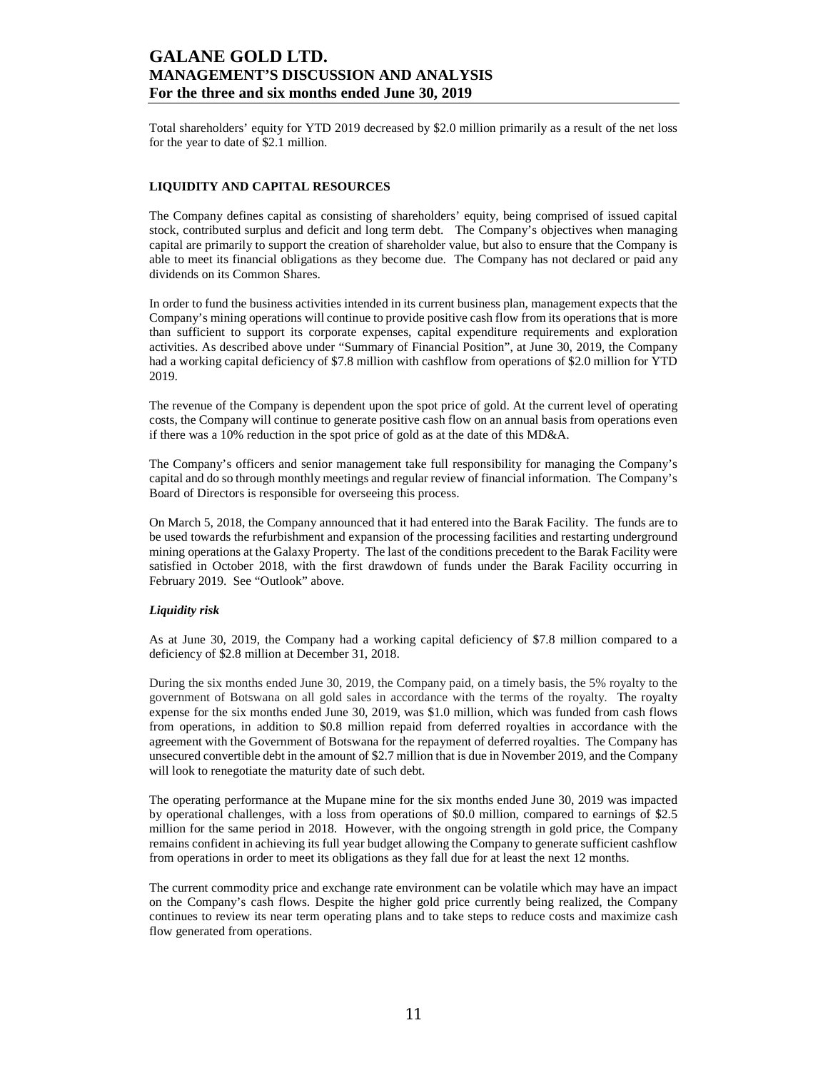Total shareholders' equity for YTD 2019 decreased by $2.0 million primarily as a result of the net loss for the year to date of $2.1 million.

## LIQUIDITY AND CAPITAL RESOURCES

The Company defines capital as consisting of shareholders' equity, being comprised of issued capital stock, contributed surplus and deficit and long term debt. The Company's objectives when managing capital are primarily to support the creation of shareholder value, but also to ensure that the Company is able to meet its financial obligations as they become due. The Company has not declared or paid any dividends on its Common Shares.

In order to fund the business activities intended in its current business plan, management expects that the Company's mining operations will continue to provide positive cash flow from its operations that is more than sufficient to support its corporate expenses, capital expenditure requirements and exploration activities. As described above under "Summary of Financial Position", at June 30, 2019, the Company had a working capital deficiency of $7.8 million with cashflow from operations of $2.0 million for YTD 2019.

The revenue of the Company is dependent upon the spot price of gold. At the current level of operating costs, the Company will continue to generate positive cash flow on an annual basis from operations even if there was a 10% reduction in the spot price of gold as at the date of this MD&A.

The Company's officers and senior management take full responsibility for managing the Company's capital and do so through monthly meetings and regular review of financial information. The Company's Board of Directors is responsible for overseeing this process.

On March 5, 2018, the Company announced that it had entered into the Barak Facility. The funds are to be used towards the refurbishment and expansion of the processing facilities and restarting underground mining operations at the Galaxy Property. The last of the conditions precedent to the Barak Facility were satisfied in October 2018, with the first drawdown of funds under the Barak Facility occurring in February 2019. See "Outlook" above.

### *Liquidity risk*

As at June 30, 2019, the Company had a working capital deficiency of $7.8 million compared to a deficiency of $2.8 million at December 31, 2018.

During the six months ended June 30, 2019, the Company paid, on a timely basis, the 5% royalty to the government of Botswana on all gold sales in accordance with the terms of the royalty. The royalty expense for the six months ended June 30, 2019, was $1.0 million, which was funded from cash flows from operations, in addition to $0.8 million repaid from deferred royalties in accordance with the agreement with the Government of Botswana for the repayment of deferred royalties. The Company has unsecured convertible debt in the amount of $2.7 million that is due in November 2019, and the Company will look to renegotiate the maturity date of such debt.

The operating performance at the Mupane mine for the six months ended June 30, 2019 was impacted by operational challenges, with a loss from operations of $0.0 million, compared to earnings of $2.5 million for the same period in 2018. However, with the ongoing strength in gold price, the Company remains confident in achieving its full year budget allowing the Company to generate sufficient cashflow from operations in order to meet its obligations as they fall due for at least the next 12 months.

The current commodity price and exchange rate environment can be volatile which may have an impact on the Company's cash flows. Despite the higher gold price currently being realized, the Company continues to review its near term operating plans and to take steps to reduce costs and maximize cash flow generated from operations.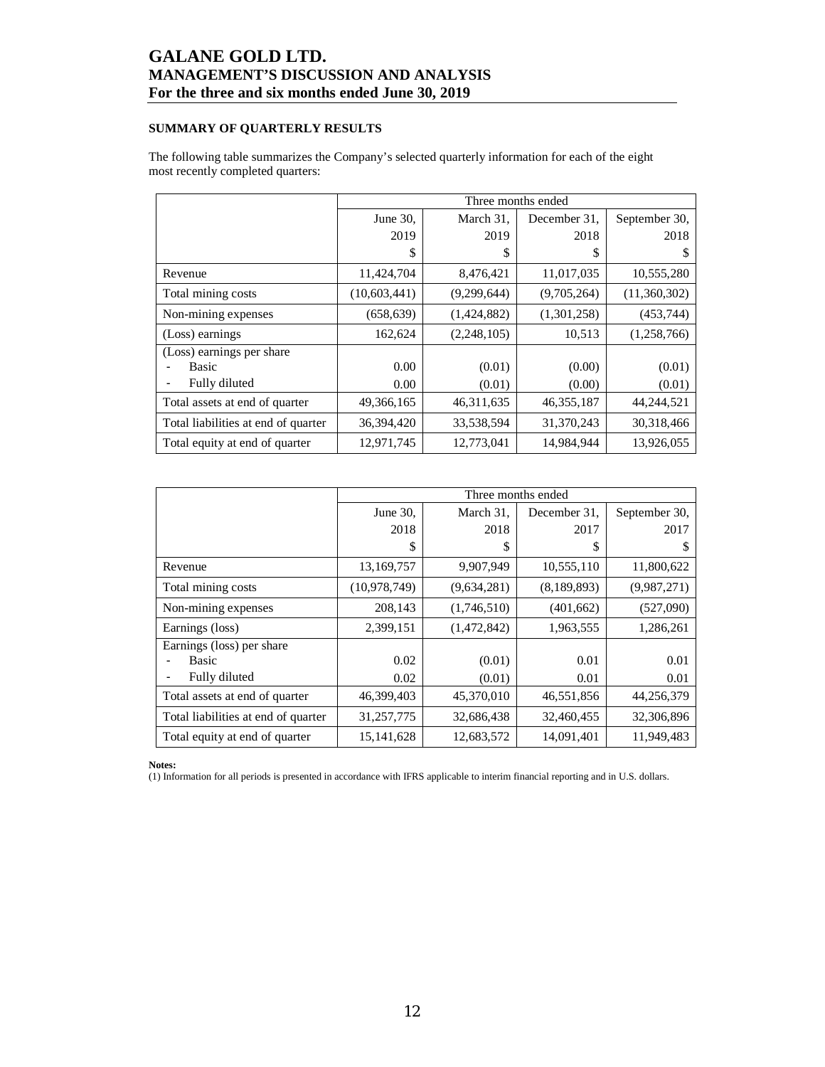## SUMMARY OF QUARTERLY RESULTS

The following table summarizes the Company's selected quarterly information for each of the eight most recently completed quarters:

| | Three months ended | | | |
|---|---|---|---|---|
| | June 30, 2019 $ | March 31, 2019 $ | December 31, 2018 $ | September 30, 2018 $ |
| Revenue | 11,424,704 | 8,476,421 | 11,017,035 | 10,555,280 |
| Total mining costs | (10,603,441) | (9,299,644) | (9,705,264) | (11,360,302) |
| Non-mining expenses | (658,639) | (1,424,882) | (1,301,258) | (453,744) |
| (Loss) earnings | 162,624 | (2,248,105) | 10,513 | (1,258,766) |
| (Loss) earnings per share | | | | |
| - Basic | 0.00 | (0.01) | (0.00) | (0.01) |
| - Fully diluted | 0.00 | (0.01) | (0.00) | (0.01) |
| Total assets at end of quarter | 49,366,165 | 46,311,635 | 46,355,187 | 44,244,521 |
| Total liabilities at end of quarter | 36,394,420 | 33,538,594 | 31,370,243 | 30,318,466 |
| Total equity at end of quarter | 12,971,745 | 12,773,041 | 14,984,944 | 13,926,055 |

| | Three months ended | | | |
|---|---|---|---|---|
| | June 30, 2018 $ | March 31, 2018 $ | December 31, 2017 $ | September 30, 2017 $ |
| Revenue | 13,169,757 | 9,907,949 | 10,555,110 | 11,800,622 |
| Total mining costs | (10,978,749) | (9,634,281) | (8,189,893) | (9,987,271) |
| Non-mining expenses | 208,143 | (1,746,510) | (401,662) | (527,090) |
| Earnings (loss) | 2,399,151 | (1,472,842) | 1,963,555 | 1,286,261 |
| Earnings (loss) per share | | | | |
| - Basic | 0.02 | (0.01) | 0.01 | 0.01 |
| - Fully diluted | 0.02 | (0.01) | 0.01 | 0.01 |
| Total assets at end of quarter | 46,399,403 | 45,370,010 | 46,551,856 | 44,256,379 |
| Total liabilities at end of quarter | 31,257,775 | 32,686,438 | 32,460,455 | 32,306,896 |
| Total equity at end of quarter | 15,141,628 | 12,683,572 | 14,091,401 | 11,949,483 |

**Notes:**
(1) Information for all periods is presented in accordance with IFRS applicable to interim financial reporting and in U.S. dollars.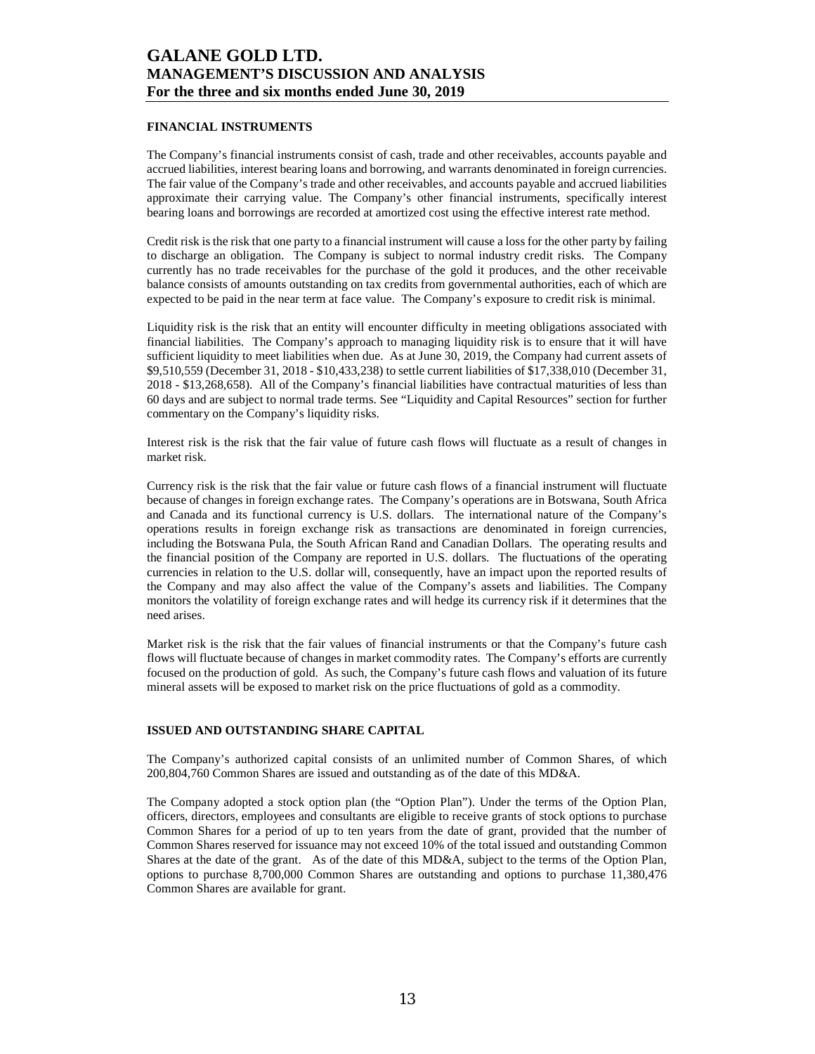## FINANCIAL INSTRUMENTS

The Company's financial instruments consist of cash, trade and other receivables, accounts payable and accrued liabilities, interest bearing loans and borrowing, and warrants denominated in foreign currencies. The fair value of the Company's trade and other receivables, and accounts payable and accrued liabilities approximate their carrying value. The Company's other financial instruments, specifically interest bearing loans and borrowings are recorded at amortized cost using the effective interest rate method.

Credit risk is the risk that one party to a financial instrument will cause a loss for the other party by failing to discharge an obligation. The Company is subject to normal industry credit risks. The Company currently has no trade receivables for the purchase of the gold it produces, and the other receivable balance consists of amounts outstanding on tax credits from governmental authorities, each of which are expected to be paid in the near term at face value. The Company's exposure to credit risk is minimal.

Liquidity risk is the risk that an entity will encounter difficulty in meeting obligations associated with financial liabilities. The Company's approach to managing liquidity risk is to ensure that it will have sufficient liquidity to meet liabilities when due. As at June 30, 2019, the Company had current assets of $9,510,559 (December 31, 2018 - $10,433,238) to settle current liabilities of $17,338,010 (December 31, 2018 - $13,268,658). All of the Company's financial liabilities have contractual maturities of less than 60 days and are subject to normal trade terms. See "Liquidity and Capital Resources" section for further commentary on the Company's liquidity risks.

Interest risk is the risk that the fair value of future cash flows will fluctuate as a result of changes in market risk.

Currency risk is the risk that the fair value or future cash flows of a financial instrument will fluctuate because of changes in foreign exchange rates. The Company's operations are in Botswana, South Africa and Canada and its functional currency is U.S. dollars. The international nature of the Company's operations results in foreign exchange risk as transactions are denominated in foreign currencies, including the Botswana Pula, the South African Rand and Canadian Dollars. The operating results and the financial position of the Company are reported in U.S. dollars. The fluctuations of the operating currencies in relation to the U.S. dollar will, consequently, have an impact upon the reported results of the Company and may also affect the value of the Company's assets and liabilities. The Company monitors the volatility of foreign exchange rates and will hedge its currency risk if it determines that the need arises.

Market risk is the risk that the fair values of financial instruments or that the Company's future cash flows will fluctuate because of changes in market commodity rates. The Company's efforts are currently focused on the production of gold. As such, the Company's future cash flows and valuation of its future mineral assets will be exposed to market risk on the price fluctuations of gold as a commodity.

## ISSUED AND OUTSTANDING SHARE CAPITAL

The Company's authorized capital consists of an unlimited number of Common Shares, of which 200,804,760 Common Shares are issued and outstanding as of the date of this MD&A.

The Company adopted a stock option plan (the "Option Plan"). Under the terms of the Option Plan, officers, directors, employees and consultants are eligible to receive grants of stock options to purchase Common Shares for a period of up to ten years from the date of grant, provided that the number of Common Shares reserved for issuance may not exceed 10% of the total issued and outstanding Common Shares at the date of the grant. As of the date of this MD&A, subject to the terms of the Option Plan, options to purchase 8,700,000 Common Shares are outstanding and options to purchase 11,380,476 Common Shares are available for grant.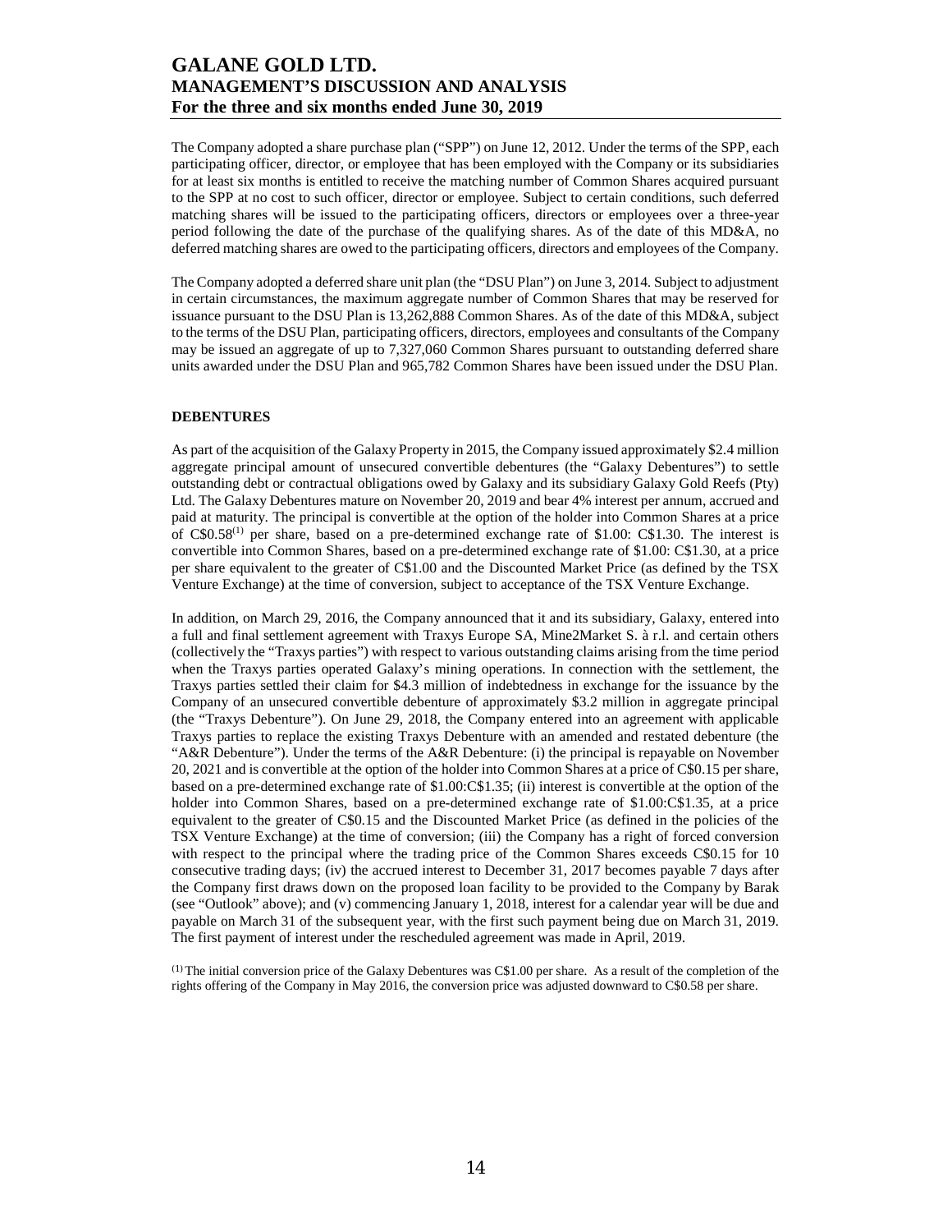The Company adopted a share purchase plan ("SPP") on June 12, 2012. Under the terms of the SPP, each participating officer, director, or employee that has been employed with the Company or its subsidiaries for at least six months is entitled to receive the matching number of Common Shares acquired pursuant to the SPP at no cost to such officer, director or employee. Subject to certain conditions, such deferred matching shares will be issued to the participating officers, directors or employees over a three-year period following the date of the purchase of the qualifying shares. As of the date of this MD&A, no deferred matching shares are owed to the participating officers, directors and employees of the Company.

The Company adopted a deferred share unit plan (the "DSU Plan") on June 3, 2014. Subject to adjustment in certain circumstances, the maximum aggregate number of Common Shares that may be reserved for issuance pursuant to the DSU Plan is 13,262,888 Common Shares. As of the date of this MD&A, subject to the terms of the DSU Plan, participating officers, directors, employees and consultants of the Company may be issued an aggregate of up to 7,327,060 Common Shares pursuant to outstanding deferred share units awarded under the DSU Plan and 965,782 Common Shares have been issued under the DSU Plan.

**DEBENTURES**

As part of the acquisition of the Galaxy Property in 2015, the Company issued approximately $2.4 million aggregate principal amount of unsecured convertible debentures (the "Galaxy Debentures") to settle outstanding debt or contractual obligations owed by Galaxy and its subsidiary Galaxy Gold Reefs (Pty) Ltd. The Galaxy Debentures mature on November 20, 2019 and bear 4% interest per annum, accrued and paid at maturity. The principal is convertible at the option of the holder into Common Shares at a price of C$0.58[(1)] per share, based on a pre-determined exchange rate of $1.00: C$1.30. The interest is convertible into Common Shares, based on a pre-determined exchange rate of $1.00: C$1.30, at a price per share equivalent to the greater of C$1.00 and the Discounted Market Price (as defined by the TSX Venture Exchange) at the time of conversion, subject to acceptance of the TSX Venture Exchange.

In addition, on March 29, 2016, the Company announced that it and its subsidiary, Galaxy, entered into a full and final settlement agreement with Traxys Europe SA, Mine2Market S. à r.l. and certain others (collectively the "Traxys parties") with respect to various outstanding claims arising from the time period when the Traxys parties operated Galaxy's mining operations. In connection with the settlement, the Traxys parties settled their claim for $4.3 million of indebtedness in exchange for the issuance by the Company of an unsecured convertible debenture of approximately $3.2 million in aggregate principal (the "Traxys Debenture"). On June 29, 2018, the Company entered into an agreement with applicable Traxys parties to replace the existing Traxys Debenture with an amended and restated debenture (the "A&R Debenture"). Under the terms of the A&R Debenture: (i) the principal is repayable on November 20, 2021 and is convertible at the option of the holder into Common Shares at a price of C$0.15 per share, based on a pre-determined exchange rate of $1.00:C$1.35; (ii) interest is convertible at the option of the holder into Common Shares, based on a pre-determined exchange rate of $1.00:C$1.35, at a price equivalent to the greater of C$0.15 and the Discounted Market Price (as defined in the policies of the TSX Venture Exchange) at the time of conversion; (iii) the Company has a right of forced conversion with respect to the principal where the trading price of the Common Shares exceeds C$0.15 for 10 consecutive trading days; (iv) the accrued interest to December 31, 2017 becomes payable 7 days after the Company first draws down on the proposed loan facility to be provided to the Company by Barak (see "Outlook" above); and (v) commencing January 1, 2018, interest for a calendar year will be due and payable on March 31 of the subsequent year, with the first such payment being due on March 31, 2019. The first payment of interest under the rescheduled agreement was made in April, 2019.

[(1)] The initial conversion price of the Galaxy Debentures was C$1.00 per share. As a result of the completion of the rights offering of the Company in May 2016, the conversion price was adjusted downward to C$0.58 per share.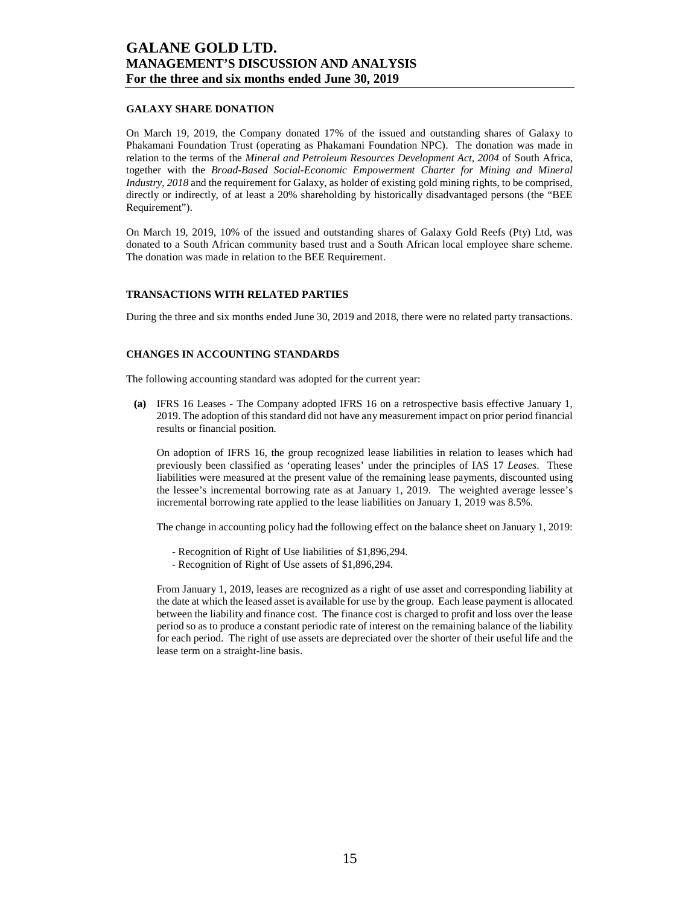## GALAXY SHARE DONATION

On March 19, 2019, the Company donated 17% of the issued and outstanding shares of Galaxy to Phakamani Foundation Trust (operating as Phakamani Foundation NPC). The donation was made in relation to the terms of the *Mineral and Petroleum Resources Development Act, 2004* of South Africa, together with the *Broad-Based Social-Economic Empowerment Charter for Mining and Mineral Industry, 2018* and the requirement for Galaxy, as holder of existing gold mining rights, to be comprised, directly or indirectly, of at least a 20% shareholding by historically disadvantaged persons (the "BEE Requirement").

On March 19, 2019, 10% of the issued and outstanding shares of Galaxy Gold Reefs (Pty) Ltd, was donated to a South African community based trust and a South African local employee share scheme. The donation was made in relation to the BEE Requirement.

## TRANSACTIONS WITH RELATED PARTIES

During the three and six months ended June 30, 2019 and 2018, there were no related party transactions.

## CHANGES IN ACCOUNTING STANDARDS

The following accounting standard was adopted for the current year:

**(a)** IFRS 16 Leases - The Company adopted IFRS 16 on a retrospective basis effective January 1, 2019. The adoption of this standard did not have any measurement impact on prior period financial results or financial position.

On adoption of IFRS 16, the group recognized lease liabilities in relation to leases which had previously been classified as 'operating leases' under the principles of IAS 17 *Leases*. These liabilities were measured at the present value of the remaining lease payments, discounted using the lessee's incremental borrowing rate as at January 1, 2019. The weighted average lessee's incremental borrowing rate applied to the lease liabilities on January 1, 2019 was 8.5%.

The change in accounting policy had the following effect on the balance sheet on January 1, 2019:

- Recognition of Right of Use liabilities of $1,896,294.
- Recognition of Right of Use assets of $1,896,294.

From January 1, 2019, leases are recognized as a right of use asset and corresponding liability at the date at which the leased asset is available for use by the group. Each lease payment is allocated between the liability and finance cost. The finance cost is charged to profit and loss over the lease period so as to produce a constant periodic rate of interest on the remaining balance of the liability for each period. The right of use assets are depreciated over the shorter of their useful life and the lease term on a straight-line basis.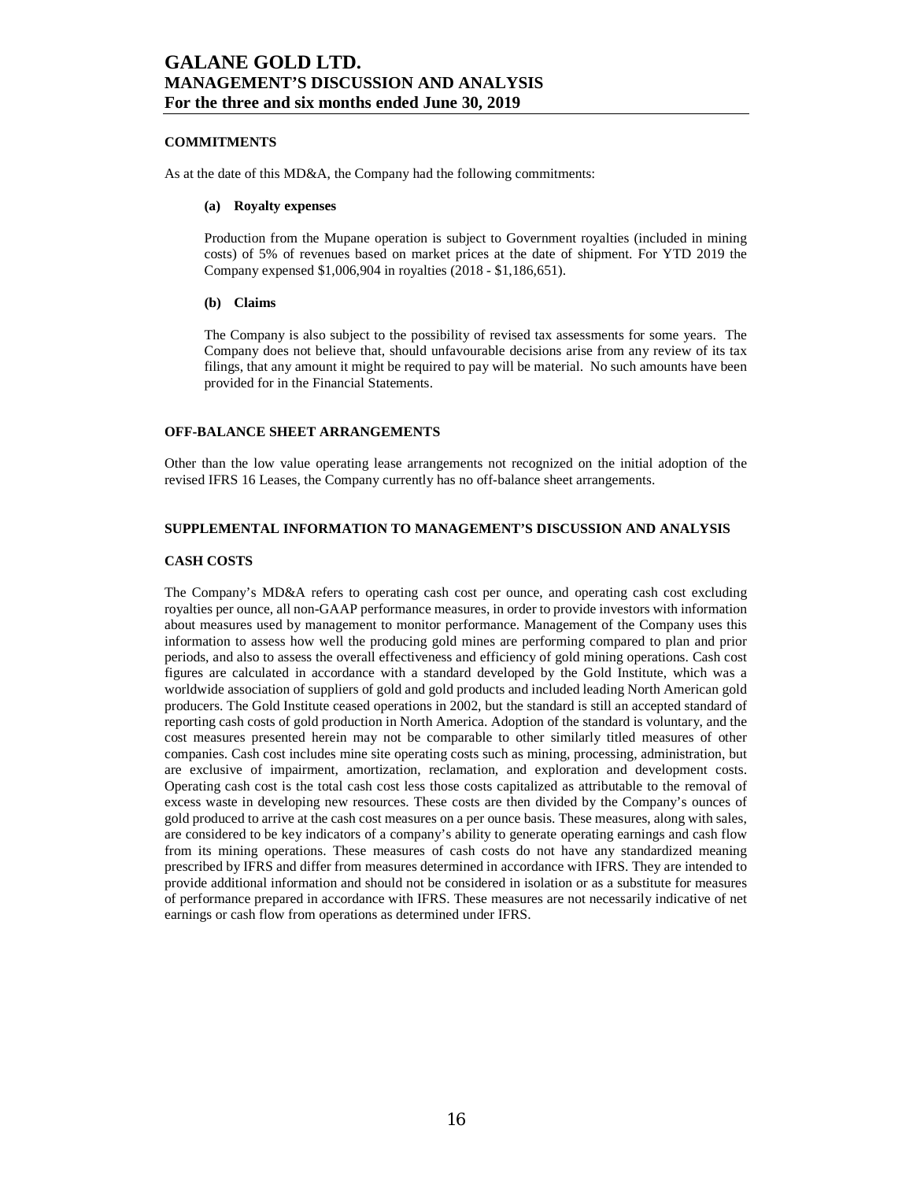## COMMITMENTS

As at the date of this MD&A, the Company had the following commitments:

### (a) Royalty expenses

Production from the Mupane operation is subject to Government royalties (included in mining costs) of 5% of revenues based on market prices at the date of shipment. For YTD 2019 the Company expensed $1,006,904 in royalties (2018 - $1,186,651).

### (b) Claims

The Company is also subject to the possibility of revised tax assessments for some years. The Company does not believe that, should unfavourable decisions arise from any review of its tax filings, that any amount it might be required to pay will be material. No such amounts have been provided for in the Financial Statements.

## OFF-BALANCE SHEET ARRANGEMENTS

Other than the low value operating lease arrangements not recognized on the initial adoption of the revised IFRS 16 Leases, the Company currently has no off-balance sheet arrangements.

## SUPPLEMENTAL INFORMATION TO MANAGEMENT'S DISCUSSION AND ANALYSIS

## CASH COSTS

The Company's MD&A refers to operating cash cost per ounce, and operating cash cost excluding royalties per ounce, all non-GAAP performance measures, in order to provide investors with information about measures used by management to monitor performance. Management of the Company uses this information to assess how well the producing gold mines are performing compared to plan and prior periods, and also to assess the overall effectiveness and efficiency of gold mining operations. Cash cost figures are calculated in accordance with a standard developed by the Gold Institute, which was a worldwide association of suppliers of gold and gold products and included leading North American gold producers. The Gold Institute ceased operations in 2002, but the standard is still an accepted standard of reporting cash costs of gold production in North America. Adoption of the standard is voluntary, and the cost measures presented herein may not be comparable to other similarly titled measures of other companies. Cash cost includes mine site operating costs such as mining, processing, administration, but are exclusive of impairment, amortization, reclamation, and exploration and development costs. Operating cash cost is the total cash cost less those costs capitalized as attributable to the removal of excess waste in developing new resources. These costs are then divided by the Company's ounces of gold produced to arrive at the cash cost measures on a per ounce basis. These measures, along with sales, are considered to be key indicators of a company's ability to generate operating earnings and cash flow from its mining operations. These measures of cash costs do not have any standardized meaning prescribed by IFRS and differ from measures determined in accordance with IFRS. They are intended to provide additional information and should not be considered in isolation or as a substitute for measures of performance prepared in accordance with IFRS. These measures are not necessarily indicative of net earnings or cash flow from operations as determined under IFRS.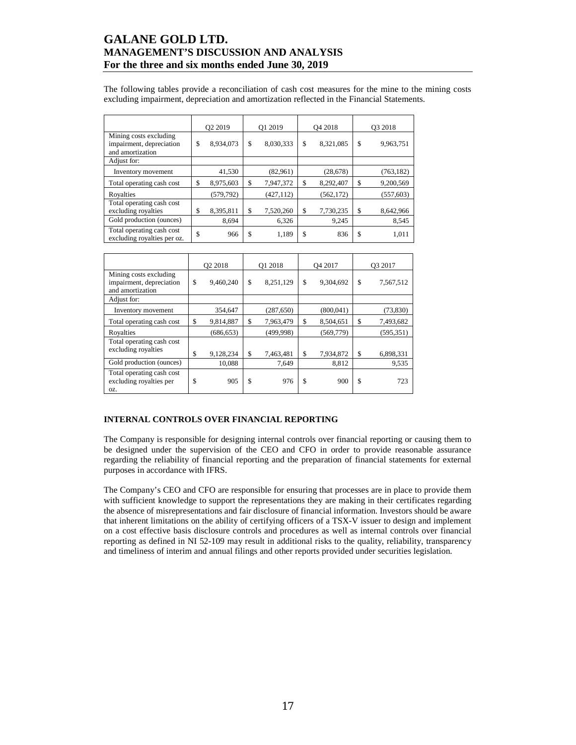The following tables provide a reconciliation of cash cost measures for the mine to the mining costs excluding impairment, depreciation and amortization reflected in the Financial Statements.

| | Q2 2019 | Q1 2019 | Q4 2018 | Q3 2018 |
|---|---|---|---|---|
| Mining costs excluding impairment, depreciation and amortization | $ 8,934,073 | $ 8,030,333 | $ 8,321,085 | $ 9,963,751 |
| Adjust for: | | | | |
| Inventory movement | 41,530 | (82,961) | (28,678) | (763,182) |
| Total operating cash cost | $ 8,975,603 | $ 7,947,372 | $ 8,292,407 | $ 9,200,569 |
| Royalties | (579,792) | (427,112) | (562,172) | (557,603) |
| Total operating cash cost excluding royalties | $ 8,395,811 | $ 7,520,260 | $ 7,730,235 | $ 8,642,966 |
| Gold production (ounces) | 8,694 | 6,326 | 9,245 | 8,545 |
| Total operating cash cost excluding royalties per oz. | $ 966 | $ 1,189 | $ 836 | $ 1,011 |

| | Q2 2018 | Q1 2018 | Q4 2017 | Q3 2017 |
|---|---|---|---|---|
| Mining costs excluding impairment, depreciation and amortization | $ 9,460,240 | $ 8,251,129 | $ 9,304,692 | $ 7,567,512 |
| Adjust for: | | | | |
| Inventory movement | 354,647 | (287,650) | (800,041) | (73,830) |
| Total operating cash cost | $ 9,814,887 | $ 7,963,479 | $ 8,504,651 | $ 7,493,682 |
| Royalties | (686,653) | (499,998) | (569,779) | (595,351) |
| Total operating cash cost excluding royalties | $ 9,128,234 | $ 7,463,481 | $ 7,934,872 | $ 6,898,331 |
| Gold production (ounces) | 10,088 | 7,649 | 8,812 | 9,535 |
| Total operating cash cost excluding royalties per oz. | $ 905 | $ 976 | $ 900 | $ 723 |

## INTERNAL CONTROLS OVER FINANCIAL REPORTING

The Company is responsible for designing internal controls over financial reporting or causing them to be designed under the supervision of the CEO and CFO in order to provide reasonable assurance regarding the reliability of financial reporting and the preparation of financial statements for external purposes in accordance with IFRS.

The Company's CEO and CFO are responsible for ensuring that processes are in place to provide them with sufficient knowledge to support the representations they are making in their certificates regarding the absence of misrepresentations and fair disclosure of financial information. Investors should be aware that inherent limitations on the ability of certifying officers of a TSX-V issuer to design and implement on a cost effective basis disclosure controls and procedures as well as internal controls over financial reporting as defined in NI 52-109 may result in additional risks to the quality, reliability, transparency and timeliness of interim and annual filings and other reports provided under securities legislation.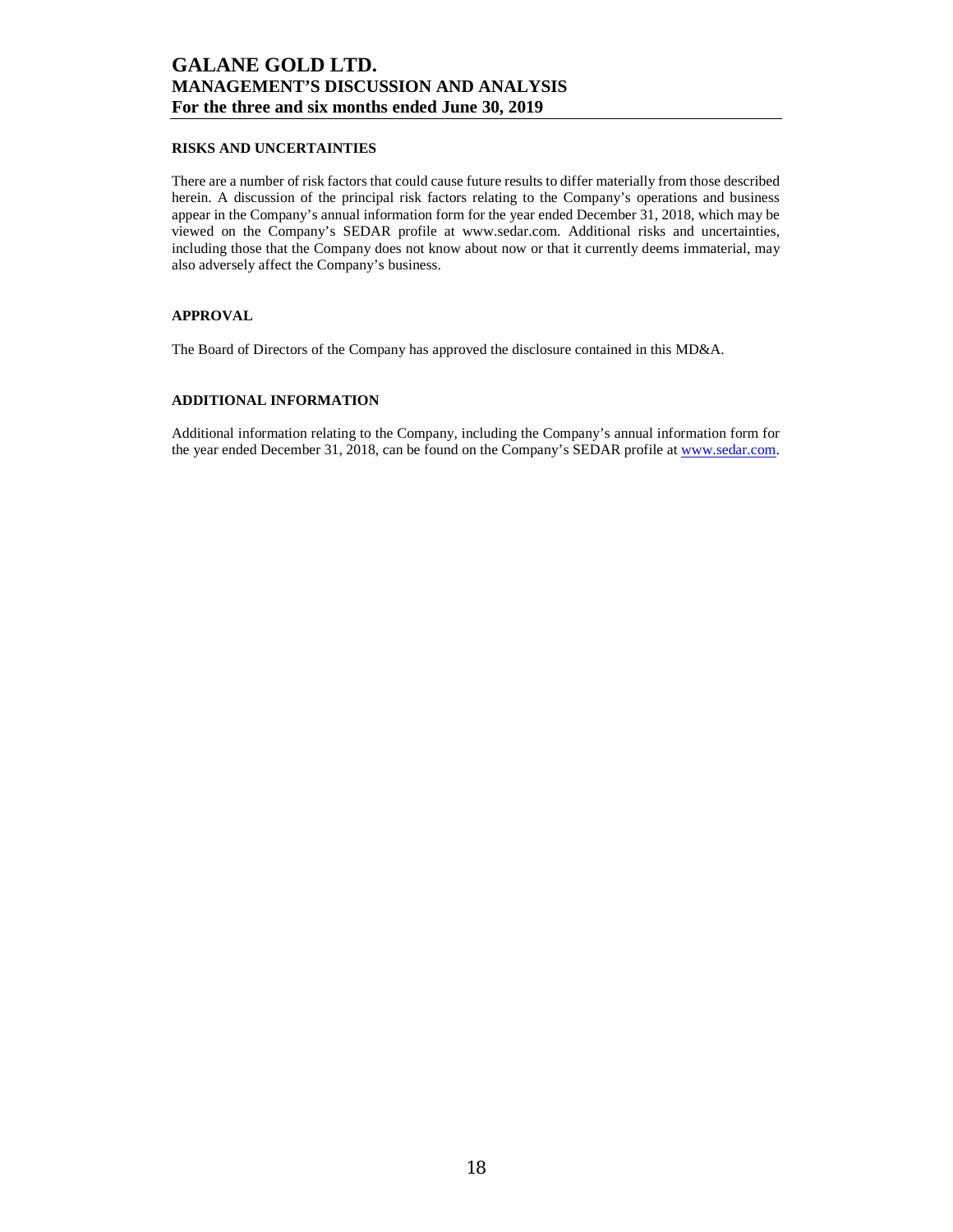## RISKS AND UNCERTAINTIES

There are a number of risk factors that could cause future results to differ materially from those described herein. A discussion of the principal risk factors relating to the Company's operations and business appear in the Company's annual information form for the year ended December 31, 2018, which may be viewed on the Company's SEDAR profile at www.sedar.com. Additional risks and uncertainties, including those that the Company does not know about now or that it currently deems immaterial, may also adversely affect the Company's business.

## APPROVAL

The Board of Directors of the Company has approved the disclosure contained in this MD&A.

## ADDITIONAL INFORMATION

Additional information relating to the Company, including the Company's annual information form for the year ended December 31, 2018, can be found on the Company's SEDAR profile at www.sedar.com.